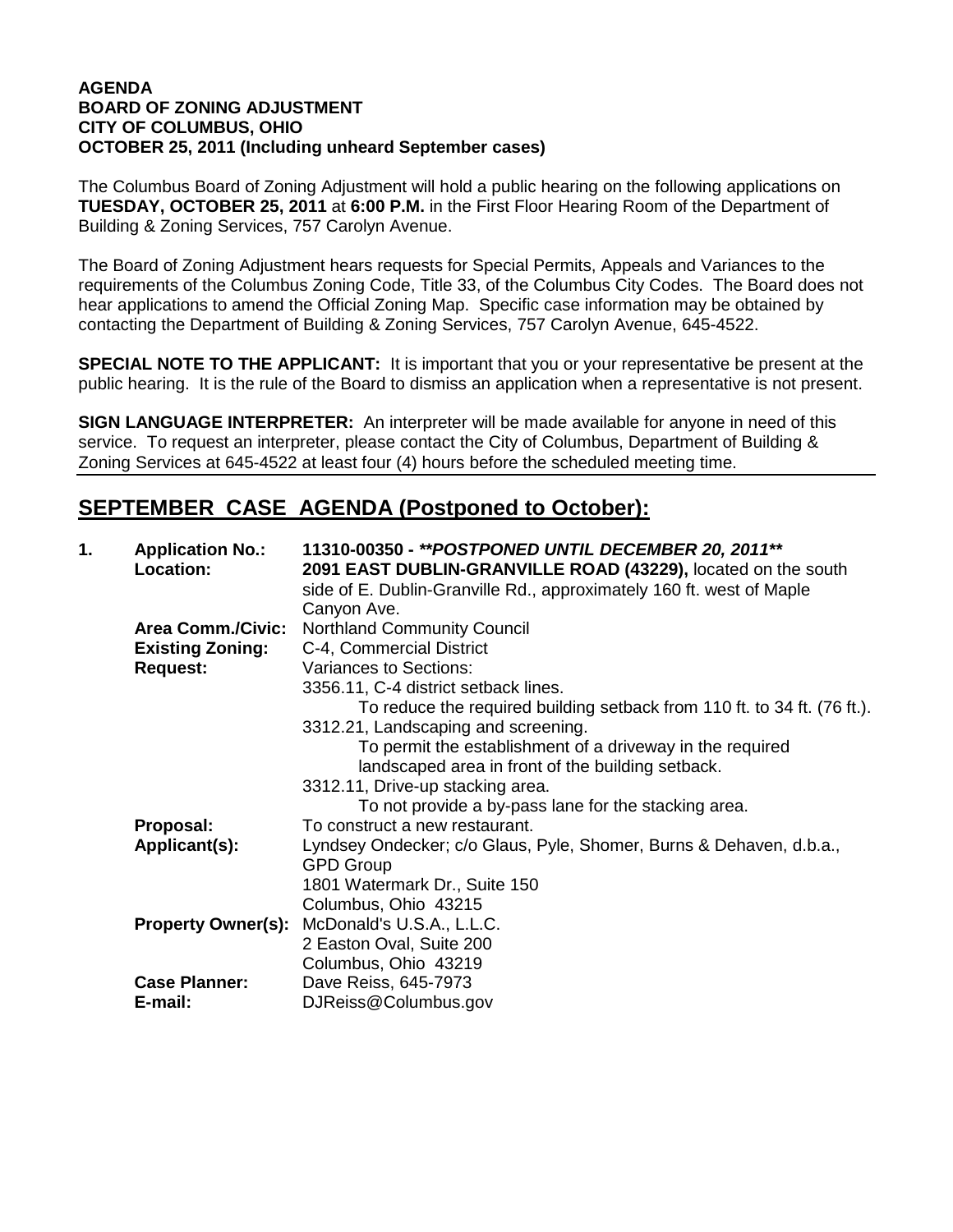**AGENDA**
**BOARD OF ZONING ADJUSTMENT**
**CITY OF COLUMBUS, OHIO**
**OCTOBER 25, 2011 (Including unheard September cases)**

The Columbus Board of Zoning Adjustment will hold a public hearing on the following applications on **TUESDAY, OCTOBER 25, 2011** at **6:00 P.M.** in the First Floor Hearing Room of the Department of Building & Zoning Services, 757 Carolyn Avenue.

The Board of Zoning Adjustment hears requests for Special Permits, Appeals and Variances to the requirements of the Columbus Zoning Code, Title 33, of the Columbus City Codes. The Board does not hear applications to amend the Official Zoning Map. Specific case information may be obtained by contacting the Department of Building & Zoning Services, 757 Carolyn Avenue, 645-4522.

**SPECIAL NOTE TO THE APPLICANT:** It is important that you or your representative be present at the public hearing. It is the rule of the Board to dismiss an application when a representative is not present.

**SIGN LANGUAGE INTERPRETER:** An interpreter will be made available for anyone in need of this service. To request an interpreter, please contact the City of Columbus, Department of Building & Zoning Services at 645-4522 at least four (4) hours before the scheduled meeting time.

## SEPTEMBER CASE AGENDA (Postponed to October):

**1. Application No.:** **11310-00350 - *\*\*POSTPONED UNTIL DECEMBER 20, 2011\*\****

**Location:** **2091 EAST DUBLIN-GRANVILLE ROAD (43229),** located on the south side of E. Dublin-Granville Rd., approximately 160 ft. west of Maple Canyon Ave.

**Area Comm./Civic:** Northland Community Council

**Existing Zoning:** C-4, Commercial District

**Request:** Variances to Sections:

3356.11, C-4 district setback lines.
  To reduce the required building setback from 110 ft. to 34 ft. (76 ft.).

3312.21, Landscaping and screening.
  To permit the establishment of a driveway in the required landscaped area in front of the building setback.

3312.11, Drive-up stacking area.
  To not provide a by-pass lane for the stacking area.

**Proposal:** To construct a new restaurant.

**Applicant(s):** Lyndsey Ondecker; c/o Glaus, Pyle, Shomer, Burns & Dehaven, d.b.a., GPD Group
1801 Watermark Dr., Suite 150
Columbus, Ohio 43215

**Property Owner(s):** McDonald's U.S.A., L.L.C.
2 Easton Oval, Suite 200
Columbus, Ohio 43219

**Case Planner:** Dave Reiss, 645-7973

**E-mail:** DJReiss@Columbus.gov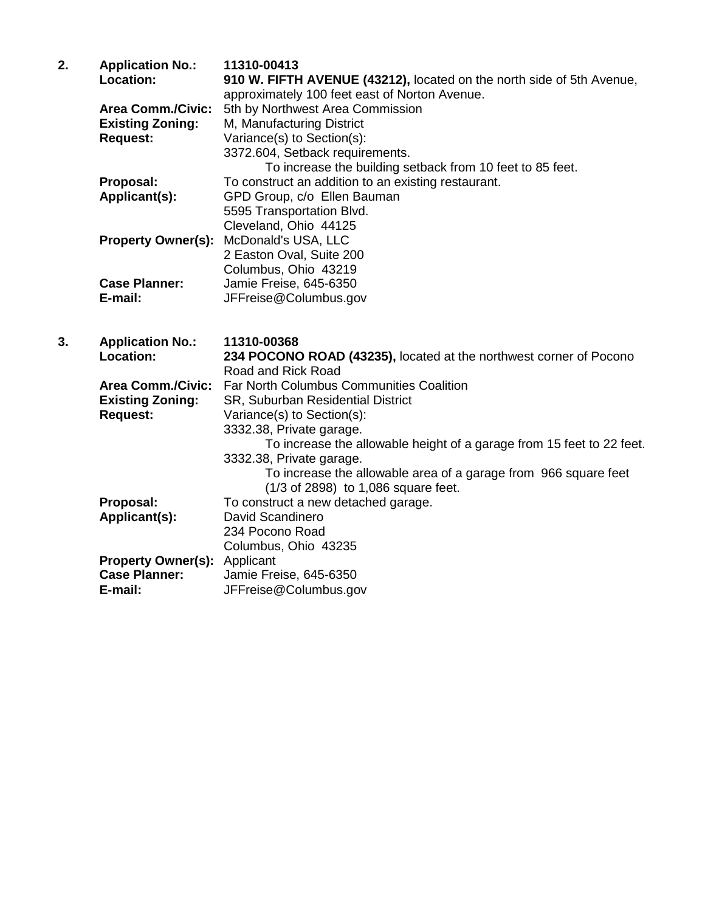2. **Application No.:** **11310-00413**
**Location:** **910 W. FIFTH AVENUE (43212),** located on the north side of 5th Avenue, approximately 100 feet east of Norton Avenue.
**Area Comm./Civic:** 5th by Northwest Area Commission
**Existing Zoning:** M, Manufacturing District
**Request:** Variance(s) to Section(s):
3372.604, Setback requirements.
To increase the building setback from 10 feet to 85 feet.
**Proposal:** To construct an addition to an existing restaurant.
**Applicant(s):** GPD Group, c/o Ellen Bauman
5595 Transportation Blvd.
Cleveland, Ohio 44125
**Property Owner(s):** McDonald's USA, LLC
2 Easton Oval, Suite 200
Columbus, Ohio 43219
**Case Planner:** Jamie Freise, 645-6350
**E-mail:** JFFreise@Columbus.gov

3. **Application No.:** **11310-00368**
**Location:** **234 POCONO ROAD (43235),** located at the northwest corner of Pocono Road and Rick Road
**Area Comm./Civic:** Far North Columbus Communities Coalition
**Existing Zoning:** SR, Suburban Residential District
**Request:** Variance(s) to Section(s):
3332.38, Private garage.
To increase the allowable height of a garage from 15 feet to 22 feet.
3332.38, Private garage.
To increase the allowable area of a garage from 966 square feet (1/3 of 2898) to 1,086 square feet.
**Proposal:** To construct a new detached garage.
**Applicant(s):** David Scandinero
234 Pocono Road
Columbus, Ohio 43235
**Property Owner(s):** Applicant
**Case Planner:** Jamie Freise, 645-6350
**E-mail:** JFFreise@Columbus.gov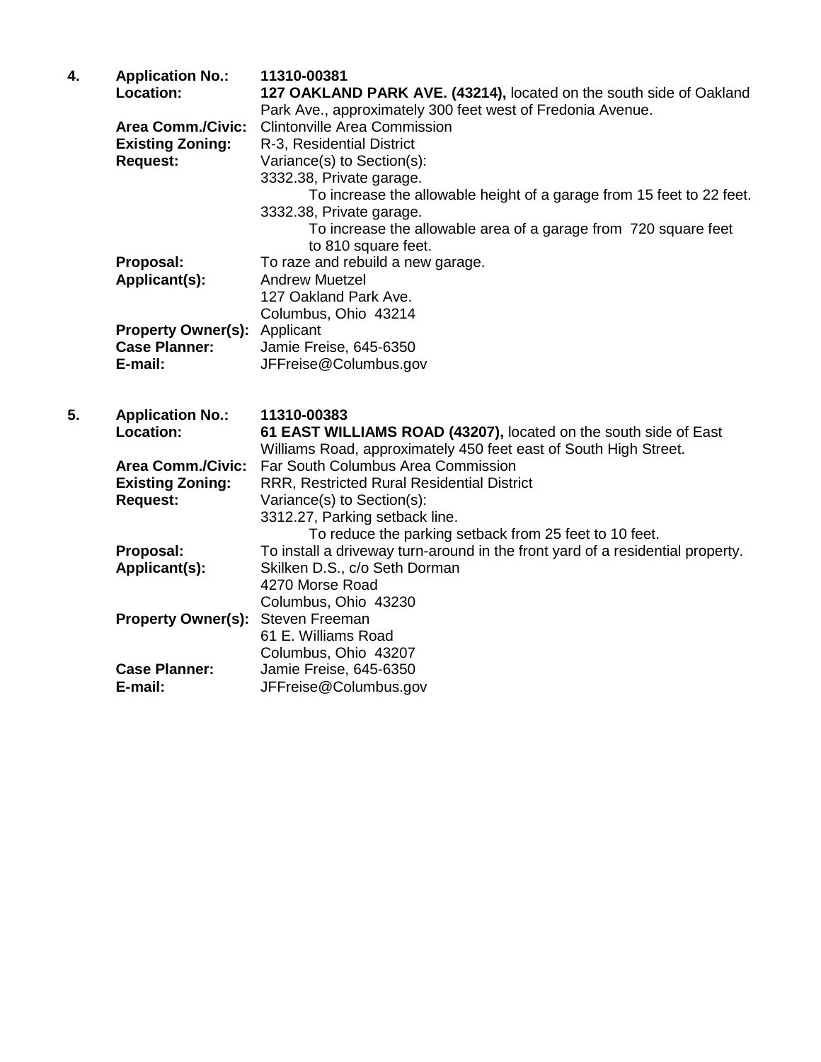4. **Application No.:** **11310-00381**
   **Location:** **127 OAKLAND PARK AVE. (43214),** located on the south side of Oakland Park Ave., approximately 300 feet west of Fredonia Avenue.
   **Area Comm./Civic:** Clintonville Area Commission
   **Existing Zoning:** R-3, Residential District
   **Request:** Variance(s) to Section(s):
   3332.38, Private garage.
   To increase the allowable height of a garage from 15 feet to 22 feet.
   3332.38, Private garage.
   To increase the allowable area of a garage from 720 square feet to 810 square feet.
   **Proposal:** To raze and rebuild a new garage.
   **Applicant(s):** Andrew Muetzel
   127 Oakland Park Ave.
   Columbus, Ohio 43214
   **Property Owner(s):** Applicant
   **Case Planner:** Jamie Freise, 645-6350
   **E-mail:** JFFreise@Columbus.gov

5. **Application No.:** **11310-00383**
   **Location:** **61 EAST WILLIAMS ROAD (43207),** located on the south side of East Williams Road, approximately 450 feet east of South High Street.
   **Area Comm./Civic:** Far South Columbus Area Commission
   **Existing Zoning:** RRR, Restricted Rural Residential District
   **Request:** Variance(s) to Section(s):
   3312.27, Parking setback line.
   To reduce the parking setback from 25 feet to 10 feet.
   **Proposal:** To install a driveway turn-around in the front yard of a residential property.
   **Applicant(s):** Skilken D.S., c/o Seth Dorman
   4270 Morse Road
   Columbus, Ohio 43230
   **Property Owner(s):** Steven Freeman
   61 E. Williams Road
   Columbus, Ohio 43207
   **Case Planner:** Jamie Freise, 645-6350
   **E-mail:** JFFreise@Columbus.gov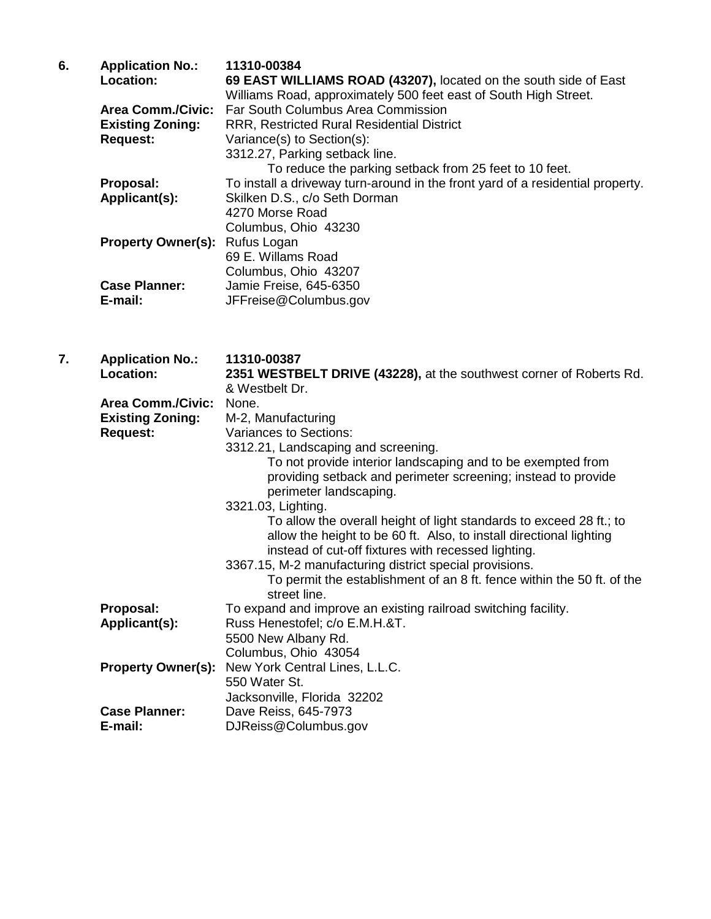**6.** **Application No.:** **11310-00384**

**Location:** **69 EAST WILLIAMS ROAD (43207),** located on the south side of East Williams Road, approximately 500 feet east of South High Street.

**Area Comm./Civic:** Far South Columbus Area Commission

**Existing Zoning:** RRR, Restricted Rural Residential District

**Request:** Variance(s) to Section(s):
3312.27, Parking setback line.
To reduce the parking setback from 25 feet to 10 feet.

**Proposal:** To install a driveway turn-around in the front yard of a residential property.

**Applicant(s):** Skilken D.S., c/o Seth Dorman
4270 Morse Road
Columbus, Ohio 43230

**Property Owner(s):** Rufus Logan
69 E. Willams Road
Columbus, Ohio 43207

**Case Planner:** Jamie Freise, 645-6350

**E-mail:** JFFreise@Columbus.gov

**7.** **Application No.:** **11310-00387**

**Location:** **2351 WESTBELT DRIVE (43228),** at the southwest corner of Roberts Rd. & Westbelt Dr.

**Area Comm./Civic:** None.

**Existing Zoning:** M-2, Manufacturing

**Request:** Variances to Sections:
3312.21, Landscaping and screening.
To not provide interior landscaping and to be exempted from providing setback and perimeter screening; instead to provide perimeter landscaping.
3321.03, Lighting.
To allow the overall height of light standards to exceed 28 ft.; to allow the height to be 60 ft. Also, to install directional lighting instead of cut-off fixtures with recessed lighting.
3367.15, M-2 manufacturing district special provisions.
To permit the establishment of an 8 ft. fence within the 50 ft. of the street line.

**Proposal:** To expand and improve an existing railroad switching facility.

**Applicant(s):** Russ Henestofel; c/o E.M.H.&T.
5500 New Albany Rd.
Columbus, Ohio 43054

**Property Owner(s):** New York Central Lines, L.L.C.
550 Water St.
Jacksonville, Florida 32202

**Case Planner:** Dave Reiss, 645-7973

**E-mail:** DJReiss@Columbus.gov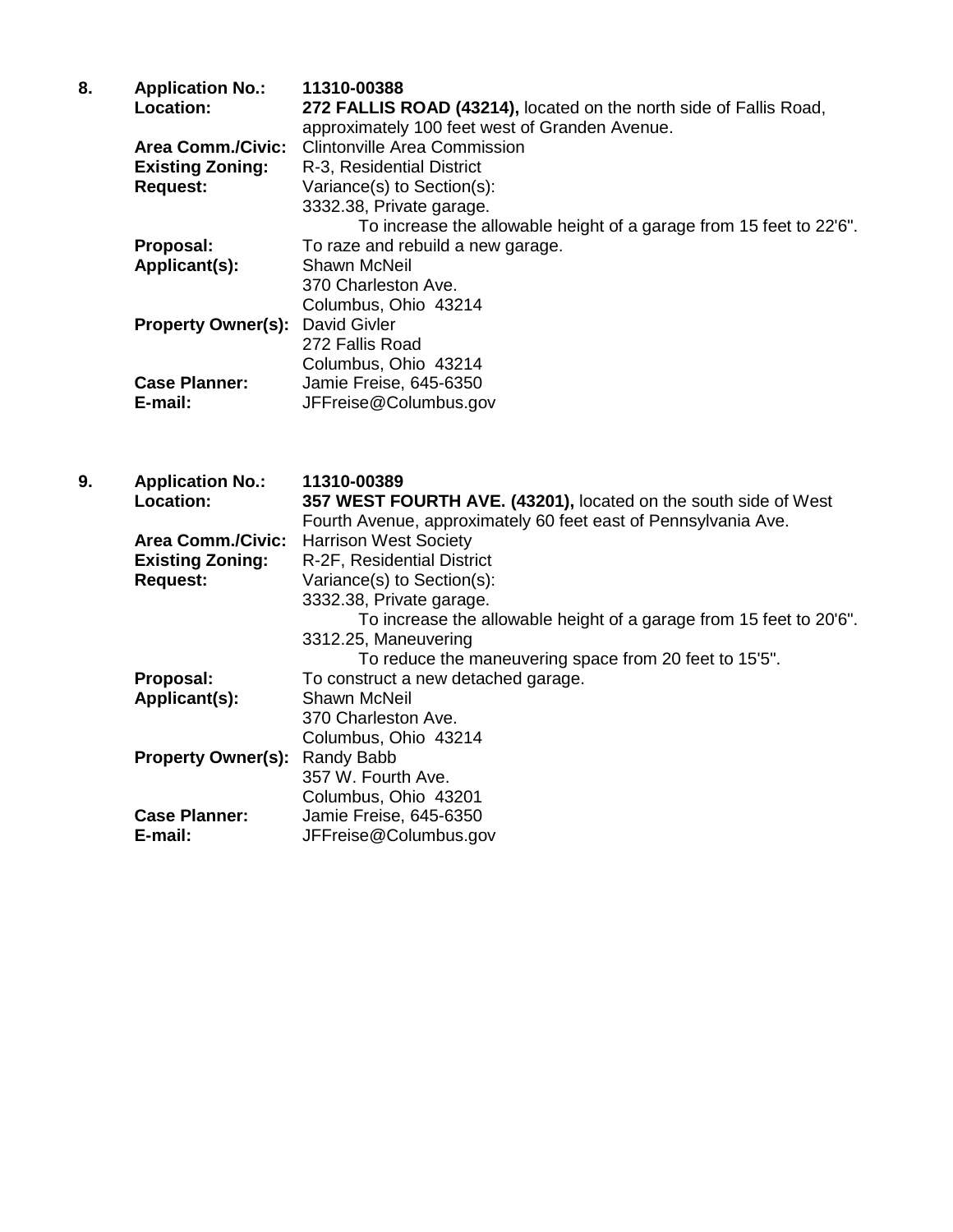**8.** **Application No.:** **11310-00388**

**Location:** **272 FALLIS ROAD (43214),** located on the north side of Fallis Road, approximately 100 feet west of Granden Avenue.

**Area Comm./Civic:** Clintonville Area Commission

**Existing Zoning:** R-3, Residential District

**Request:** Variance(s) to Section(s):

3332.38, Private garage.

To increase the allowable height of a garage from 15 feet to 22'6".

**Proposal:** To raze and rebuild a new garage.

**Applicant(s):** Shawn McNeil
370 Charleston Ave.
Columbus, Ohio 43214

**Property Owner(s):** David Givler
272 Fallis Road
Columbus, Ohio 43214

**Case Planner:** Jamie Freise, 645-6350

**E-mail:** JFFreise@Columbus.gov

**9.** **Application No.:** **11310-00389**

**Location:** **357 WEST FOURTH AVE. (43201),** located on the south side of West Fourth Avenue, approximately 60 feet east of Pennsylvania Ave.

**Area Comm./Civic:** Harrison West Society

**Existing Zoning:** R-2F, Residential District

**Request:** Variance(s) to Section(s):

3332.38, Private garage.

To increase the allowable height of a garage from 15 feet to 20'6".

3312.25, Maneuvering

To reduce the maneuvering space from 20 feet to 15'5".

**Proposal:** To construct a new detached garage.

**Applicant(s):** Shawn McNeil
370 Charleston Ave.
Columbus, Ohio 43214

**Property Owner(s):** Randy Babb
357 W. Fourth Ave.
Columbus, Ohio 43201

**Case Planner:** Jamie Freise, 645-6350

**E-mail:** JFFreise@Columbus.gov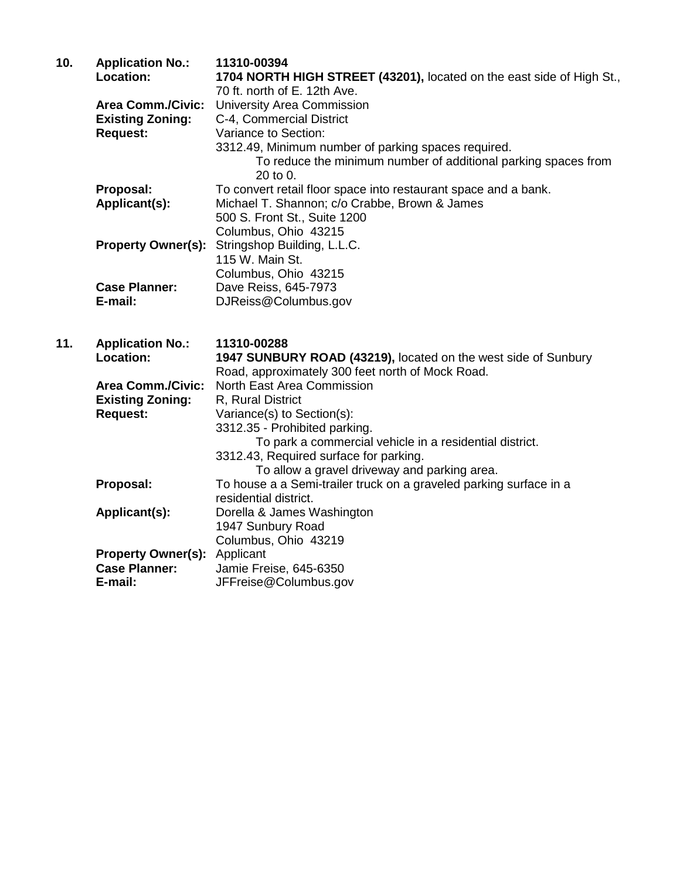**10.** **Application No.:** **11310-00394**
**Location:** **1704 NORTH HIGH STREET (43201),** located on the east side of High St., 70 ft. north of E. 12th Ave.
**Area Comm./Civic:** University Area Commission
**Existing Zoning:** C-4, Commercial District
**Request:** Variance to Section:
3312.49, Minimum number of parking spaces required.
To reduce the minimum number of additional parking spaces from 20 to 0.
**Proposal:** To convert retail floor space into restaurant space and a bank.
**Applicant(s):** Michael T. Shannon; c/o Crabbe, Brown & James
500 S. Front St., Suite 1200
Columbus, Ohio 43215
**Property Owner(s):** Stringshop Building, L.L.C.
115 W. Main St.
Columbus, Ohio 43215
**Case Planner:** Dave Reiss, 645-7973
**E-mail:** DJReiss@Columbus.gov

**11.** **Application No.:** **11310-00288**
**Location:** **1947 SUNBURY ROAD (43219),** located on the west side of Sunbury Road, approximately 300 feet north of Mock Road.
**Area Comm./Civic:** North East Area Commission
**Existing Zoning:** R, Rural District
**Request:** Variance(s) to Section(s):
3312.35 - Prohibited parking.
To park a commercial vehicle in a residential district.
3312.43, Required surface for parking.
To allow a gravel driveway and parking area.
**Proposal:** To house a a Semi-trailer truck on a graveled parking surface in a residential district.
**Applicant(s):** Dorella & James Washington
1947 Sunbury Road
Columbus, Ohio 43219
**Property Owner(s):** Applicant
**Case Planner:** Jamie Freise, 645-6350
**E-mail:** JFFreise@Columbus.gov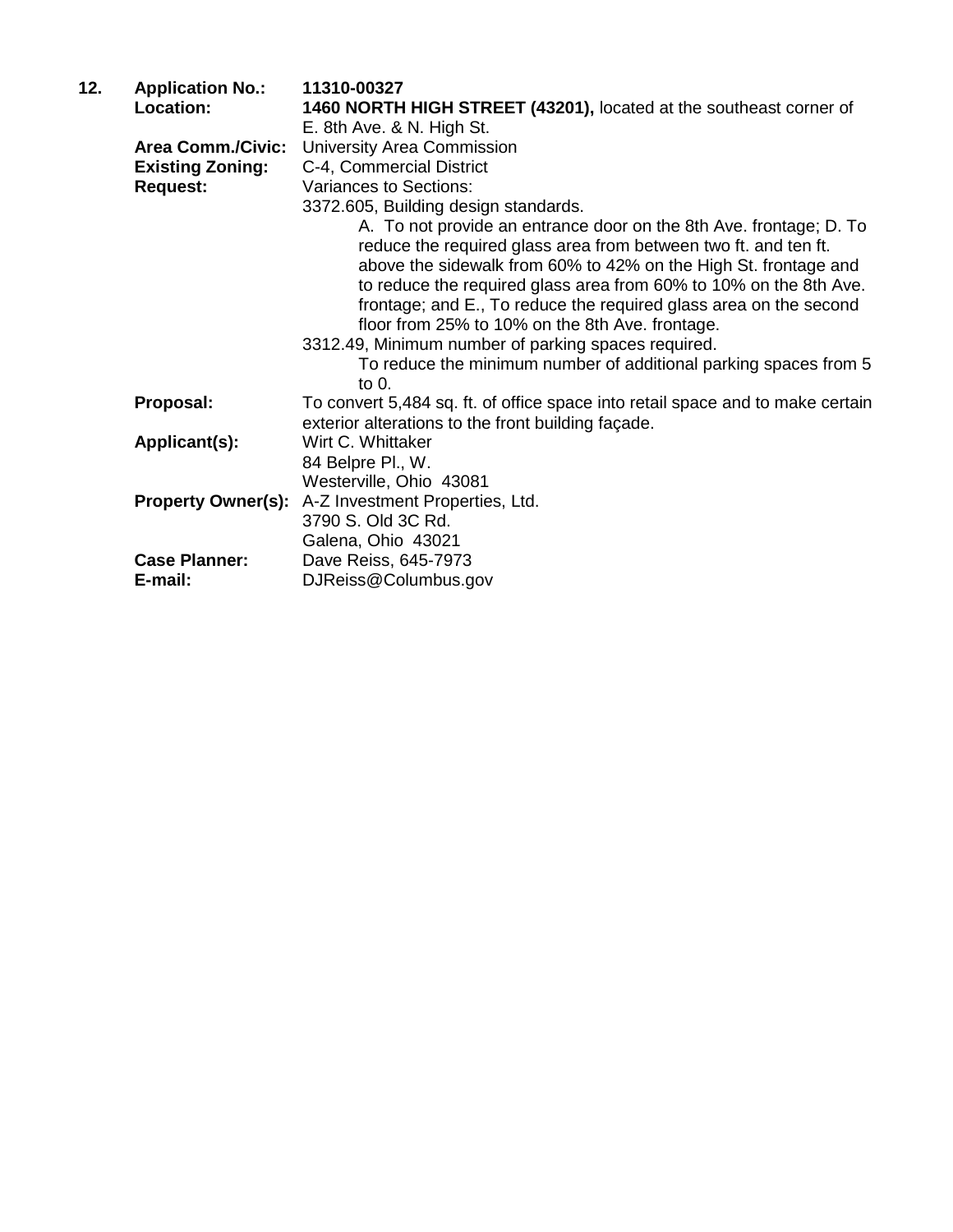**12.** **Application No.:** **11310-00327**

**Location:** **1460 NORTH HIGH STREET (43201),** located at the southeast corner of E. 8th Ave. & N. High St.

**Area Comm./Civic:** University Area Commission

**Existing Zoning:** C-4, Commercial District

**Request:** Variances to Sections:

3372.605, Building design standards.

A. To not provide an entrance door on the 8th Ave. frontage; D. To reduce the required glass area from between two ft. and ten ft. above the sidewalk from 60% to 42% on the High St. frontage and to reduce the required glass area from 60% to 10% on the 8th Ave. frontage; and E., To reduce the required glass area on the second floor from 25% to 10% on the 8th Ave. frontage.

3312.49, Minimum number of parking spaces required.

To reduce the minimum number of additional parking spaces from 5 to 0.

**Proposal:** To convert 5,484 sq. ft. of office space into retail space and to make certain exterior alterations to the front building façade.

**Applicant(s):** Wirt C. Whittaker
84 Belpre Pl., W.
Westerville, Ohio 43081

**Property Owner(s):** A-Z Investment Properties, Ltd.
3790 S. Old 3C Rd.
Galena, Ohio 43021

**Case Planner:** Dave Reiss, 645-7973

**E-mail:** DJReiss@Columbus.gov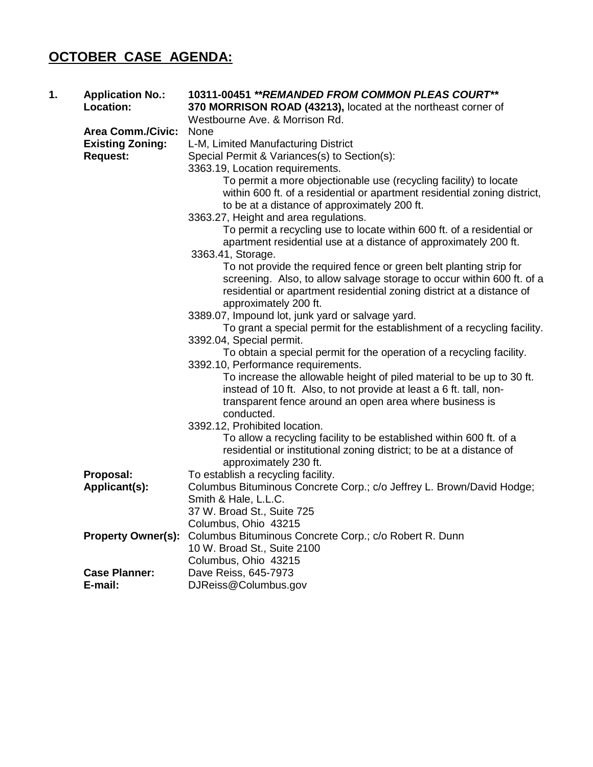## **OCTOBER CASE AGENDA:**

**1. Application No.:** **10311-00451** ***\*\*REMANDED FROM COMMON PLEAS COURT\*\****

**Location:** **370 MORRISON ROAD (43213),** located at the northeast corner of Westbourne Ave. & Morrison Rd.

**Area Comm./Civic:** None

**Existing Zoning:** L-M, Limited Manufacturing District

**Request:** Special Permit & Variances(s) to Section(s):

3363.19, Location requirements.

To permit a more objectionable use (recycling facility) to locate within 600 ft. of a residential or apartment residential zoning district, to be at a distance of approximately 200 ft.

3363.27, Height and area regulations.

To permit a recycling use to locate within 600 ft. of a residential or apartment residential use at a distance of approximately 200 ft.

3363.41, Storage.

To not provide the required fence or green belt planting strip for screening. Also, to allow salvage storage to occur within 600 ft. of a residential or apartment residential zoning district at a distance of approximately 200 ft.

3389.07, Impound lot, junk yard or salvage yard.

To grant a special permit for the establishment of a recycling facility.

3392.04, Special permit.

To obtain a special permit for the operation of a recycling facility.

3392.10, Performance requirements.

To increase the allowable height of piled material to be up to 30 ft. instead of 10 ft. Also, to not provide at least a 6 ft. tall, non-transparent fence around an open area where business is conducted.

3392.12, Prohibited location.

To allow a recycling facility to be established within 600 ft. of a residential or institutional zoning district; to be at a distance of approximately 230 ft.

**Proposal:** To establish a recycling facility.

**Applicant(s):** Columbus Bituminous Concrete Corp.; c/o Jeffrey L. Brown/David Hodge; Smith & Hale, L.L.C.
37 W. Broad St., Suite 725
Columbus, Ohio 43215

**Property Owner(s):** Columbus Bituminous Concrete Corp.; c/o Robert R. Dunn
10 W. Broad St., Suite 2100
Columbus, Ohio 43215

**Case Planner:** Dave Reiss, 645-7973

**E-mail:** DJReiss@Columbus.gov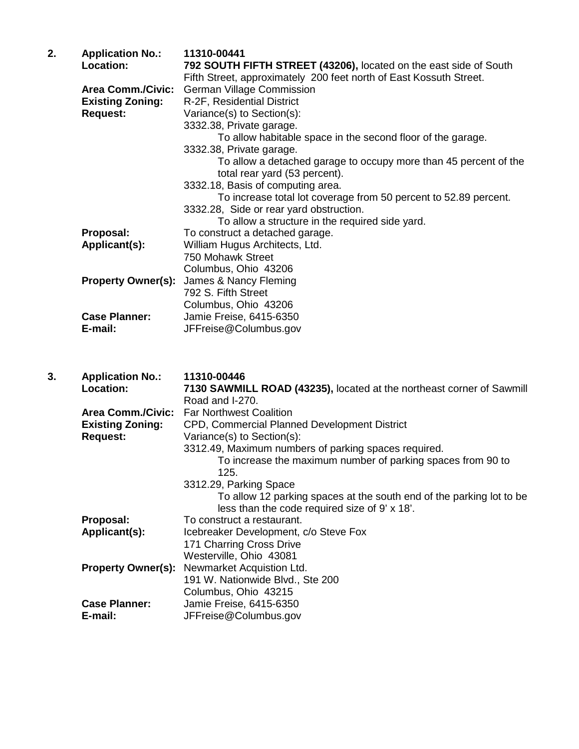2. **Application No.:** **11310-00441**
**Location:** **792 SOUTH FIFTH STREET (43206),** located on the east side of South Fifth Street, approximately 200 feet north of East Kossuth Street.
**Area Comm./Civic:** German Village Commission
**Existing Zoning:** R-2F, Residential District
**Request:** Variance(s) to Section(s):
3332.38, Private garage.
To allow habitable space in the second floor of the garage.
3332.38, Private garage.
To allow a detached garage to occupy more than 45 percent of the total rear yard (53 percent).
3332.18, Basis of computing area.
To increase total lot coverage from 50 percent to 52.89 percent.
3332.28, Side or rear yard obstruction.
To allow a structure in the required side yard.
**Proposal:** To construct a detached garage.
**Applicant(s):** William Hugus Architects, Ltd.
750 Mohawk Street
Columbus, Ohio 43206
**Property Owner(s):** James & Nancy Fleming
792 S. Fifth Street
Columbus, Ohio 43206
**Case Planner:** Jamie Freise, 6415-6350
**E-mail:** JFFreise@Columbus.gov

3. **Application No.:** **11310-00446**
**Location:** **7130 SAWMILL ROAD (43235),** located at the northeast corner of Sawmill Road and I-270.
**Area Comm./Civic:** Far Northwest Coalition
**Existing Zoning:** CPD, Commercial Planned Development District
**Request:** Variance(s) to Section(s):
3312.49, Maximum numbers of parking spaces required.
To increase the maximum number of parking spaces from 90 to 125.
3312.29, Parking Space
To allow 12 parking spaces at the south end of the parking lot to be less than the code required size of 9' x 18'.
**Proposal:** To construct a restaurant.
**Applicant(s):** Icebreaker Development, c/o Steve Fox
171 Charring Cross Drive
Westerville, Ohio 43081
**Property Owner(s):** Newmarket Acquistion Ltd.
191 W. Nationwide Blvd., Ste 200
Columbus, Ohio 43215
**Case Planner:** Jamie Freise, 6415-6350
**E-mail:** JFFreise@Columbus.gov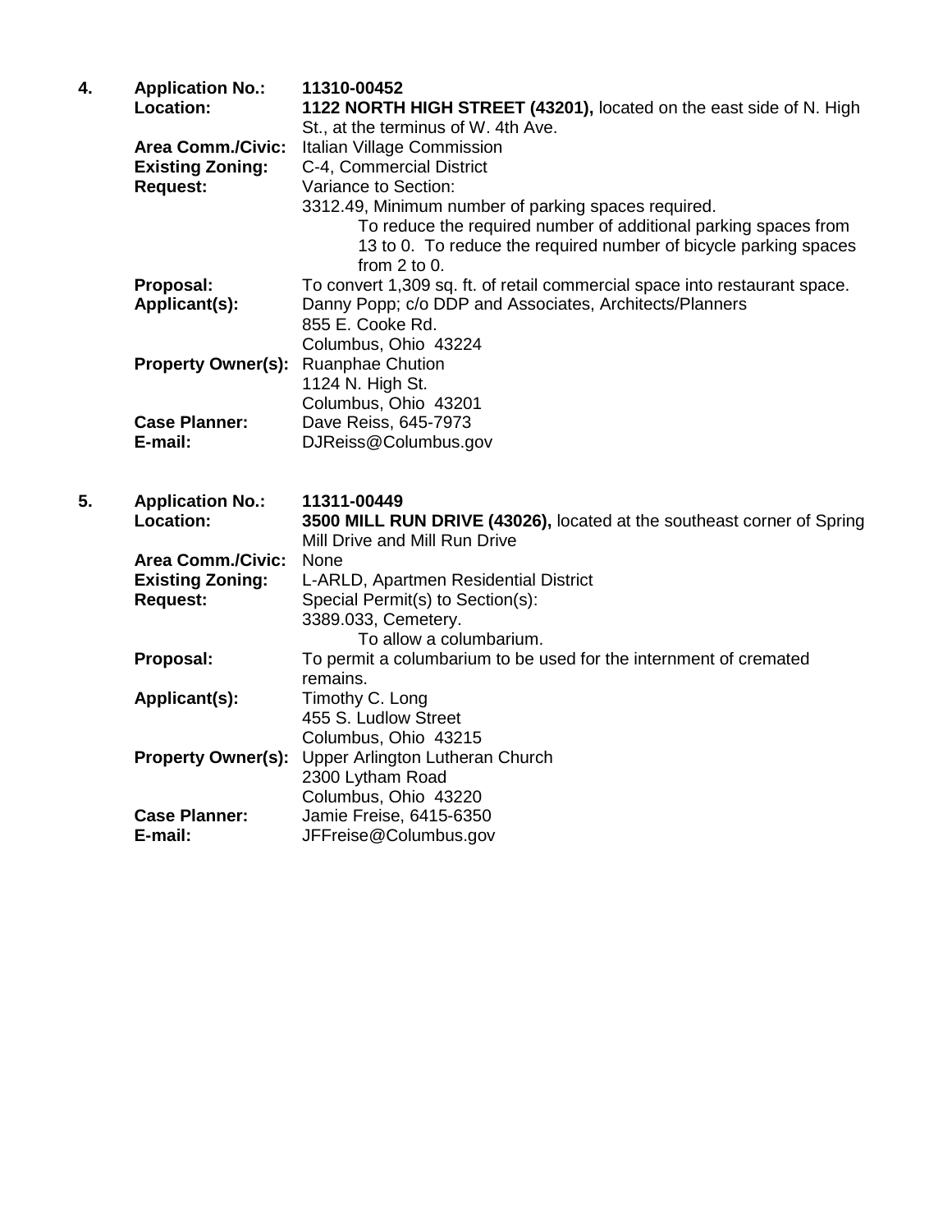**4. Application No.:** **11310-00452**

**Location:** **1122 NORTH HIGH STREET (43201),** located on the east side of N. High St., at the terminus of W. 4th Ave.

**Area Comm./Civic:** Italian Village Commission

**Existing Zoning:** C-4, Commercial District

**Request:** Variance to Section:

3312.49, Minimum number of parking spaces required.

To reduce the required number of additional parking spaces from 13 to 0. To reduce the required number of bicycle parking spaces from 2 to 0.

**Proposal:** To convert 1,309 sq. ft. of retail commercial space into restaurant space.

**Applicant(s):** Danny Popp; c/o DDP and Associates, Architects/Planners
855 E. Cooke Rd.
Columbus, Ohio 43224

**Property Owner(s):** Ruanphae Chution
1124 N. High St.
Columbus, Ohio 43201

**Case Planner:** Dave Reiss, 645-7973

**E-mail:** DJReiss@Columbus.gov

**5. Application No.:** **11311-00449**

**Location:** **3500 MILL RUN DRIVE (43026),** located at the southeast corner of Spring Mill Drive and Mill Run Drive

**Area Comm./Civic:** None

**Existing Zoning:** L-ARLD, Apartmen Residential District

**Request:** Special Permit(s) to Section(s):

3389.033, Cemetery.

To allow a columbarium.

**Proposal:** To permit a columbarium to be used for the internment of cremated remains.

**Applicant(s):** Timothy C. Long
455 S. Ludlow Street
Columbus, Ohio 43215

**Property Owner(s):** Upper Arlington Lutheran Church
2300 Lytham Road
Columbus, Ohio 43220

**Case Planner:** Jamie Freise, 6415-6350

**E-mail:** JFFreise@Columbus.gov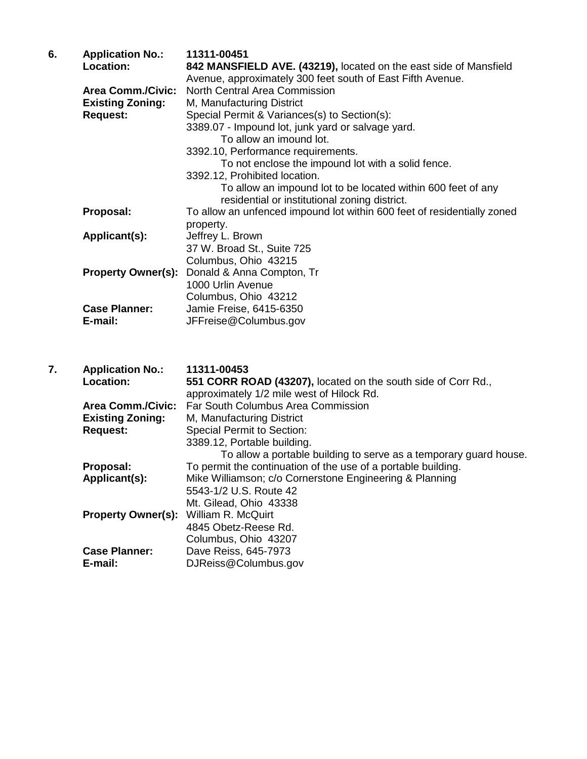**6.** **Application No.:** **11311-00451**

**Location:** **842 MANSFIELD AVE. (43219),** located on the east side of Mansfield Avenue, approximately 300 feet south of East Fifth Avenue.

**Area Comm./Civic:** North Central Area Commission

**Existing Zoning:** M, Manufacturing District

**Request:** Special Permit & Variances(s) to Section(s):

3389.07 - Impound lot, junk yard or salvage yard.
To allow an imound lot.

3392.10, Performance requirements.
To not enclose the impound lot with a solid fence.

3392.12, Prohibited location.
To allow an impound lot to be located within 600 feet of any residential or institutional zoning district.

**Proposal:** To allow an unfenced impound lot within 600 feet of residentially zoned property.

**Applicant(s):** Jeffrey L. Brown
37 W. Broad St., Suite 725
Columbus, Ohio 43215

**Property Owner(s):** Donald & Anna Compton, Tr
1000 Urlin Avenue
Columbus, Ohio 43212

**Case Planner:** Jamie Freise, 6415-6350

**E-mail:** JFFreise@Columbus.gov

**7.** **Application No.:** **11311-00453**

**Location:** **551 CORR ROAD (43207),** located on the south side of Corr Rd., approximately 1/2 mile west of Hilock Rd.

**Area Comm./Civic:** Far South Columbus Area Commission

**Existing Zoning:** M, Manufacturing District

**Request:** Special Permit to Section:

3389.12, Portable building.
To allow a portable building to serve as a temporary guard house.

**Proposal:** To permit the continuation of the use of a portable building.

**Applicant(s):** Mike Williamson; c/o Cornerstone Engineering & Planning
5543-1/2 U.S. Route 42
Mt. Gilead, Ohio 43338

**Property Owner(s):** William R. McQuirt
4845 Obetz-Reese Rd.
Columbus, Ohio 43207

**Case Planner:** Dave Reiss, 645-7973

**E-mail:** DJReiss@Columbus.gov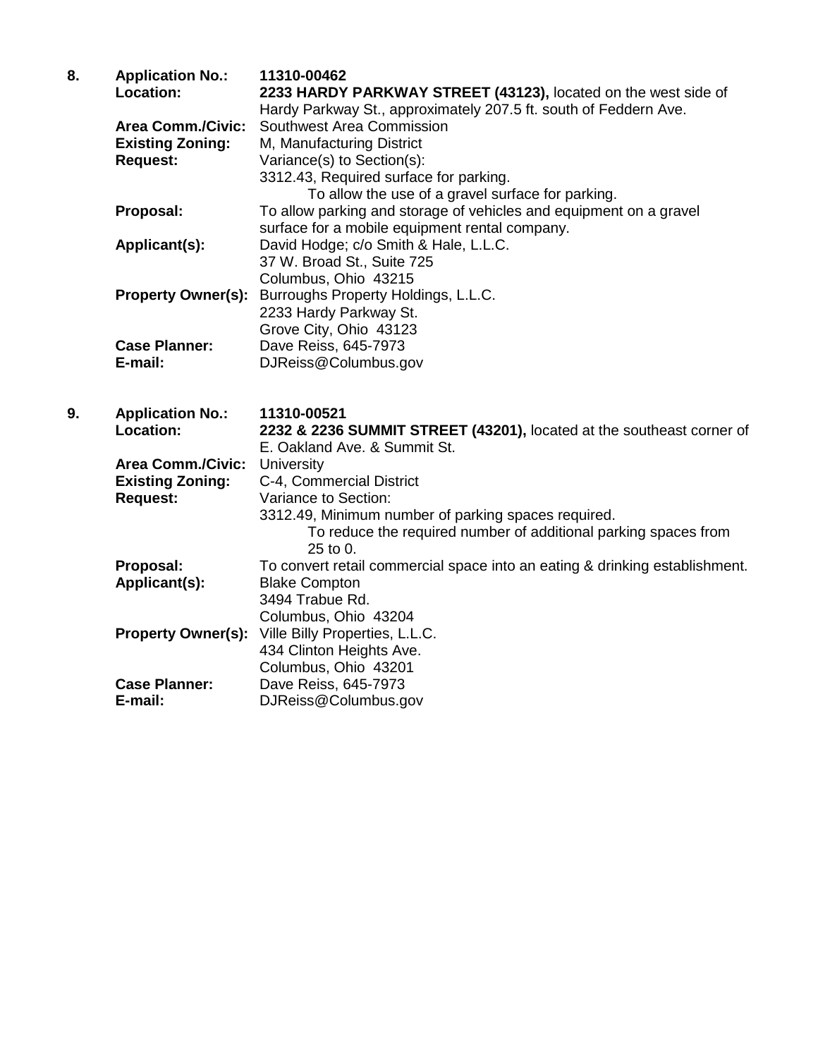8. **Application No.:** **11310-00462**

**Location:** **2233 HARDY PARKWAY STREET (43123),** located on the west side of Hardy Parkway St., approximately 207.5 ft. south of Feddern Ave.

**Area Comm./Civic:** Southwest Area Commission

**Existing Zoning:** M, Manufacturing District

**Request:** Variance(s) to Section(s):
3312.43, Required surface for parking.
To allow the use of a gravel surface for parking.

**Proposal:** To allow parking and storage of vehicles and equipment on a gravel surface for a mobile equipment rental company.

**Applicant(s):** David Hodge; c/o Smith & Hale, L.L.C.
37 W. Broad St., Suite 725
Columbus, Ohio 43215

**Property Owner(s):** Burroughs Property Holdings, L.L.C.
2233 Hardy Parkway St.
Grove City, Ohio 43123

**Case Planner:** Dave Reiss, 645-7973

**E-mail:** DJReiss@Columbus.gov

9. **Application No.:** **11310-00521**

**Location:** **2232 & 2236 SUMMIT STREET (43201),** located at the southeast corner of E. Oakland Ave. & Summit St.

**Area Comm./Civic:** University

**Existing Zoning:** C-4, Commercial District

**Request:** Variance to Section:
3312.49, Minimum number of parking spaces required.
To reduce the required number of additional parking spaces from 25 to 0.

**Proposal:** To convert retail commercial space into an eating & drinking establishment.

**Applicant(s):** Blake Compton
3494 Trabue Rd.
Columbus, Ohio 43204

**Property Owner(s):** Ville Billy Properties, L.L.C.
434 Clinton Heights Ave.
Columbus, Ohio 43201

**Case Planner:** Dave Reiss, 645-7973

**E-mail:** DJReiss@Columbus.gov